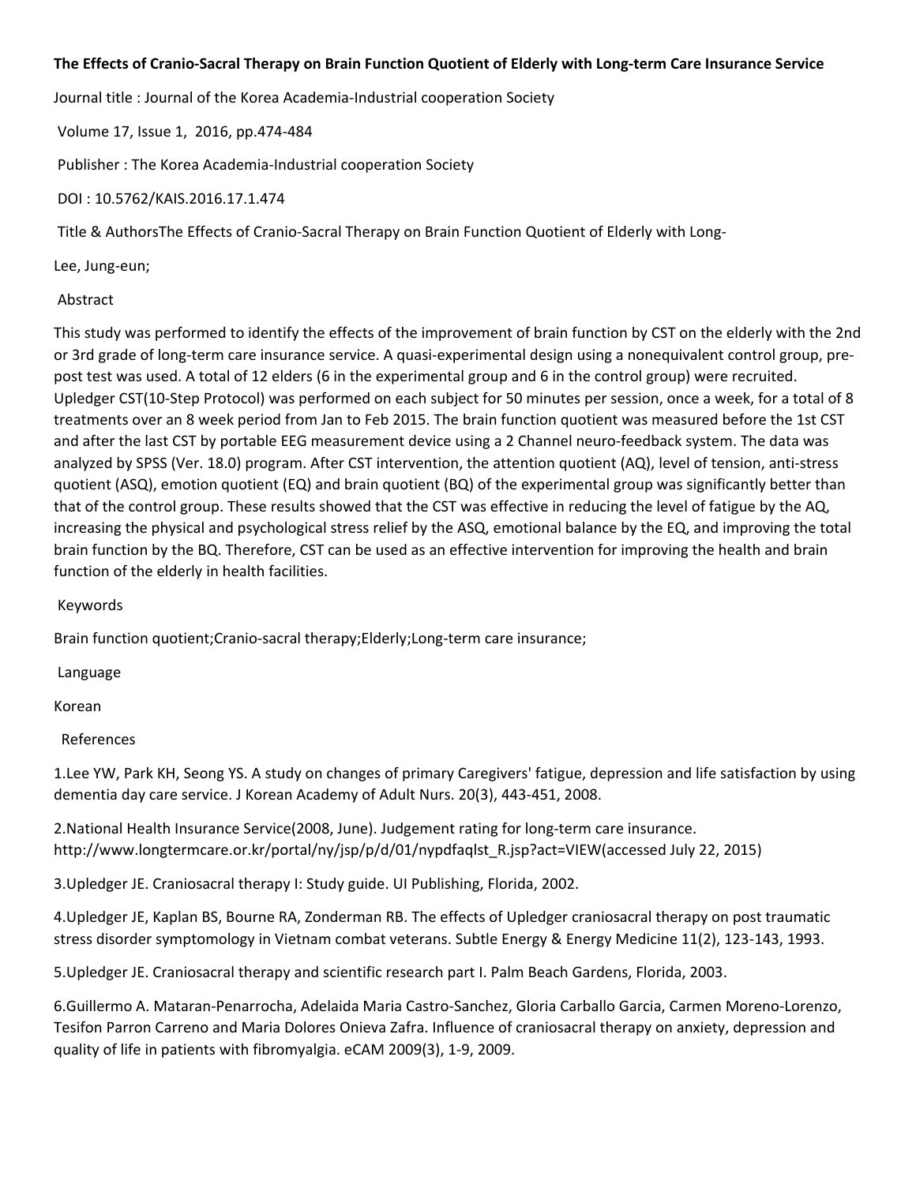**The Effects of Cranio-Sacral Therapy on Brain Function Quotient of Elderly with Long-term Care Insurance Service**

Journal title : Journal of the Korea Academia-Industrial cooperation Society

Volume 17, Issue 1, 2016, pp.474-484

Publisher : The Korea Academia-Industrial cooperation Society

DOI : 10.5762/KAIS.2016.17.1.474

Title & AuthorsThe Effects of Cranio-Sacral Therapy on Brain Function Quotient of Elderly with Long-

Lee, Jung-eun;

Abstract

This study was performed to identify the effects of the improvement of brain function by CST on the elderly with the 2nd or 3rd grade of long-term care insurance service. A quasi-experimental design using a nonequivalent control group, pre-post test was used. A total of 12 elders (6 in the experimental group and 6 in the control group) were recruited. Upledger CST(10-Step Protocol) was performed on each subject for 50 minutes per session, once a week, for a total of 8 treatments over an 8 week period from Jan to Feb 2015. The brain function quotient was measured before the 1st CST and after the last CST by portable EEG measurement device using a 2 Channel neuro-feedback system. The data was analyzed by SPSS (Ver. 18.0) program. After CST intervention, the attention quotient (AQ), level of tension, anti-stress quotient (ASQ), emotion quotient (EQ) and brain quotient (BQ) of the experimental group was significantly better than that of the control group. These results showed that the CST was effective in reducing the level of fatigue by the AQ, increasing the physical and psychological stress relief by the ASQ, emotional balance by the EQ, and improving the total brain function by the BQ. Therefore, CST can be used as an effective intervention for improving the health and brain function of the elderly in health facilities.

Keywords

Brain function quotient;Cranio-sacral therapy;Elderly;Long-term care insurance;

Language

Korean

References

1.Lee YW, Park KH, Seong YS. A study on changes of primary Caregivers' fatigue, depression and life satisfaction by using dementia day care service. J Korean Academy of Adult Nurs. 20(3), 443-451, 2008.

2.National Health Insurance Service(2008, June). Judgement rating for long-term care insurance. http://www.longtermcare.or.kr/portal/ny/jsp/p/d/01/nypdfaqlst_R.jsp?act=VIEW(accessed July 22, 2015)

3.Upledger JE. Craniosacral therapy I: Study guide. UI Publishing, Florida, 2002.

4.Upledger JE, Kaplan BS, Bourne RA, Zonderman RB. The effects of Upledger craniosacral therapy on post traumatic stress disorder symptomology in Vietnam combat veterans. Subtle Energy & Energy Medicine 11(2), 123-143, 1993.

5.Upledger JE. Craniosacral therapy and scientific research part I. Palm Beach Gardens, Florida, 2003.

6.Guillermo A. Mataran-Penarrocha, Adelaida Maria Castro-Sanchez, Gloria Carballo Garcia, Carmen Moreno-Lorenzo, Tesifon Parron Carreno and Maria Dolores Onieva Zafra. Influence of craniosacral therapy on anxiety, depression and quality of life in patients with fibromyalgia. eCAM 2009(3), 1-9, 2009.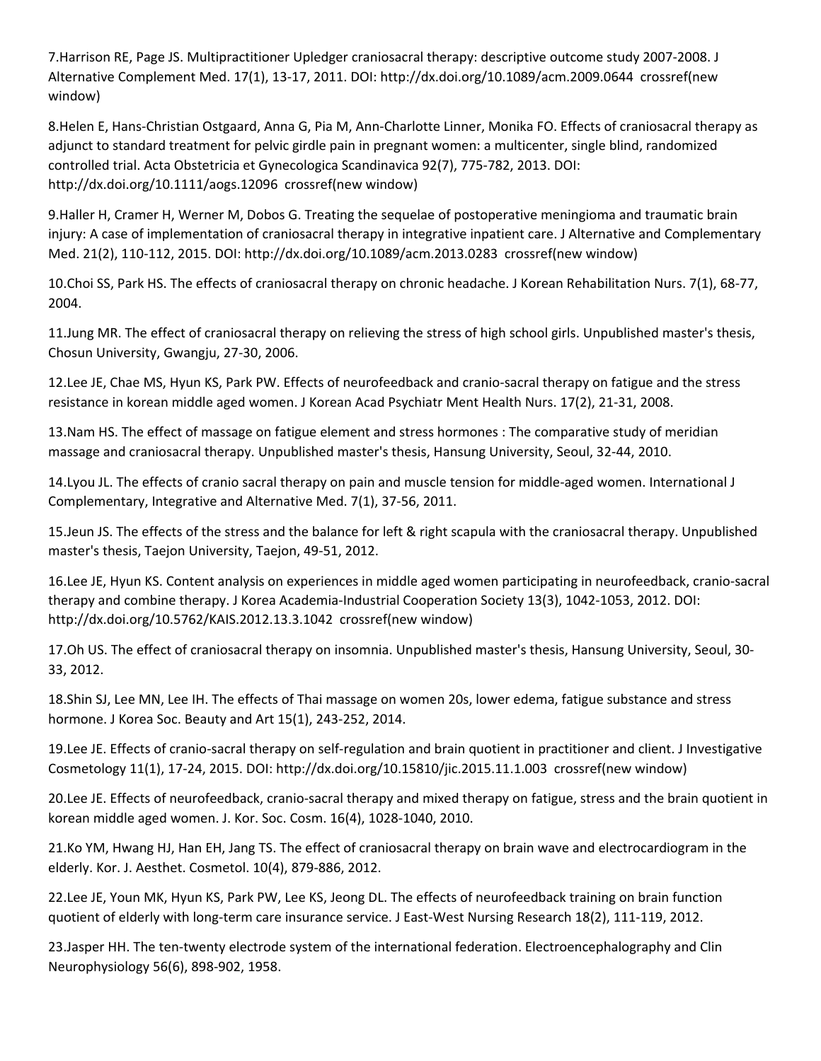7.Harrison RE, Page JS. Multipractitioner Upledger craniosacral therapy: descriptive outcome study 2007-2008. J Alternative Complement Med. 17(1), 13-17, 2011. DOI: http://dx.doi.org/10.1089/acm.2009.0644 crossref(new window)

8.Helen E, Hans-Christian Ostgaard, Anna G, Pia M, Ann-Charlotte Linner, Monika FO. Effects of craniosacral therapy as adjunct to standard treatment for pelvic girdle pain in pregnant women: a multicenter, single blind, randomized controlled trial. Acta Obstetricia et Gynecologica Scandinavica 92(7), 775-782, 2013. DOI: http://dx.doi.org/10.1111/aogs.12096 crossref(new window)

9.Haller H, Cramer H, Werner M, Dobos G. Treating the sequelae of postoperative meningioma and traumatic brain injury: A case of implementation of craniosacral therapy in integrative inpatient care. J Alternative and Complementary Med. 21(2), 110-112, 2015. DOI: http://dx.doi.org/10.1089/acm.2013.0283 crossref(new window)

10.Choi SS, Park HS. The effects of craniosacral therapy on chronic headache. J Korean Rehabilitation Nurs. 7(1), 68-77, 2004.

11.Jung MR. The effect of craniosacral therapy on relieving the stress of high school girls. Unpublished master's thesis, Chosun University, Gwangju, 27-30, 2006.

12.Lee JE, Chae MS, Hyun KS, Park PW. Effects of neurofeedback and cranio-sacral therapy on fatigue and the stress resistance in korean middle aged women. J Korean Acad Psychiatr Ment Health Nurs. 17(2), 21-31, 2008.

13.Nam HS. The effect of massage on fatigue element and stress hormones : The comparative study of meridian massage and craniosacral therapy. Unpublished master's thesis, Hansung University, Seoul, 32-44, 2010.

14.Lyou JL. The effects of cranio sacral therapy on pain and muscle tension for middle-aged women. International J Complementary, Integrative and Alternative Med. 7(1), 37-56, 2011.

15.Jeun JS. The effects of the stress and the balance for left & right scapula with the craniosacral therapy. Unpublished master's thesis, Taejon University, Taejon, 49-51, 2012.

16.Lee JE, Hyun KS. Content analysis on experiences in middle aged women participating in neurofeedback, cranio-sacral therapy and combine therapy. J Korea Academia-Industrial Cooperation Society 13(3), 1042-1053, 2012. DOI: http://dx.doi.org/10.5762/KAIS.2012.13.3.1042 crossref(new window)

17.Oh US. The effect of craniosacral therapy on insomnia. Unpublished master's thesis, Hansung University, Seoul, 30-33, 2012.

18.Shin SJ, Lee MN, Lee IH. The effects of Thai massage on women 20s, lower edema, fatigue substance and stress hormone. J Korea Soc. Beauty and Art 15(1), 243-252, 2014.

19.Lee JE. Effects of cranio-sacral therapy on self-regulation and brain quotient in practitioner and client. J Investigative Cosmetology 11(1), 17-24, 2015. DOI: http://dx.doi.org/10.15810/jic.2015.11.1.003 crossref(new window)

20.Lee JE. Effects of neurofeedback, cranio-sacral therapy and mixed therapy on fatigue, stress and the brain quotient in korean middle aged women. J. Kor. Soc. Cosm. 16(4), 1028-1040, 2010.

21.Ko YM, Hwang HJ, Han EH, Jang TS. The effect of craniosacral therapy on brain wave and electrocardiogram in the elderly. Kor. J. Aesthet. Cosmetol. 10(4), 879-886, 2012.

22.Lee JE, Youn MK, Hyun KS, Park PW, Lee KS, Jeong DL. The effects of neurofeedback training on brain function quotient of elderly with long-term care insurance service. J East-West Nursing Research 18(2), 111-119, 2012.

23.Jasper HH. The ten-twenty electrode system of the international federation. Electroencephalography and Clin Neurophysiology 56(6), 898-902, 1958.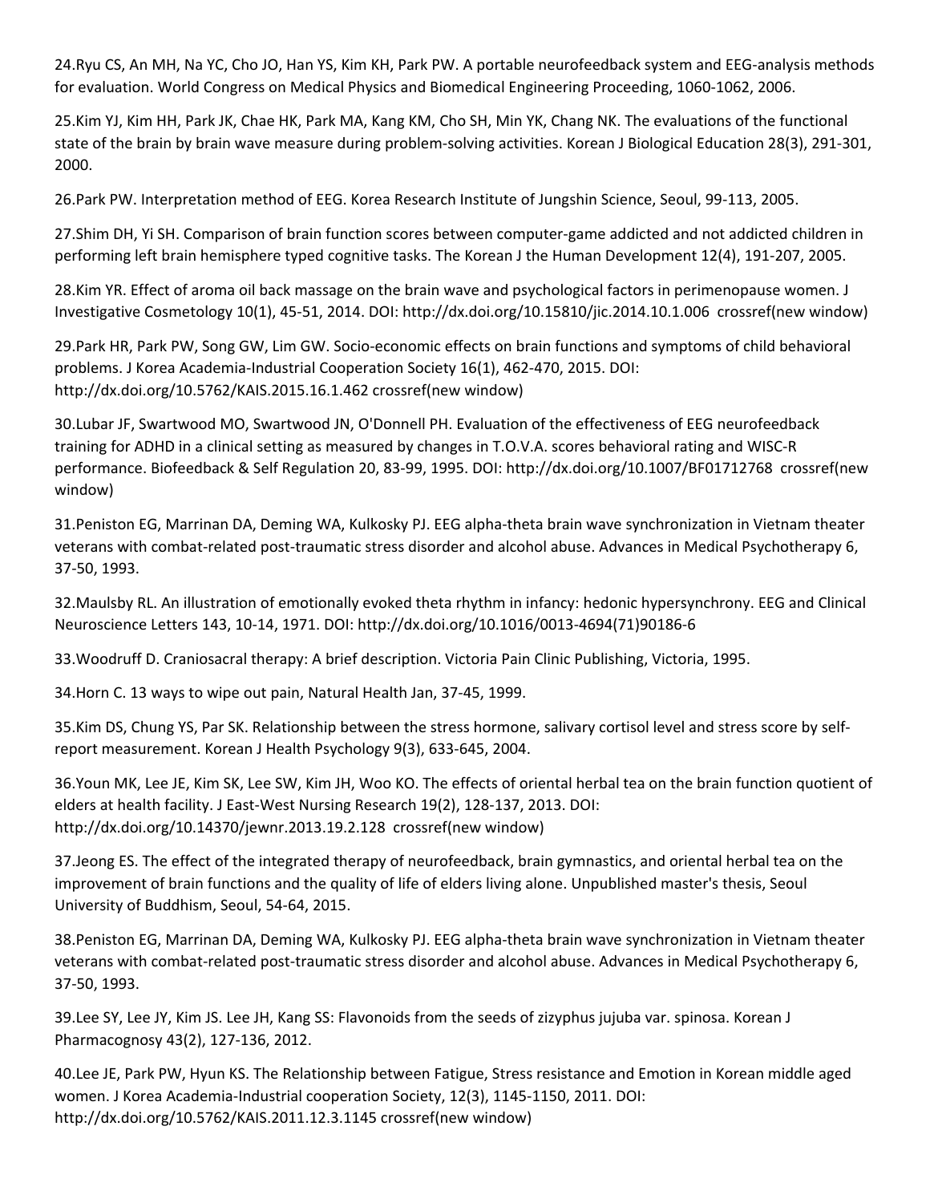24.Ryu CS, An MH, Na YC, Cho JO, Han YS, Kim KH, Park PW. A portable neurofeedback system and EEG-analysis methods for evaluation. World Congress on Medical Physics and Biomedical Engineering Proceeding, 1060-1062, 2006.

25.Kim YJ, Kim HH, Park JK, Chae HK, Park MA, Kang KM, Cho SH, Min YK, Chang NK. The evaluations of the functional state of the brain by brain wave measure during problem-solving activities. Korean J Biological Education 28(3), 291-301, 2000.

26.Park PW. Interpretation method of EEG. Korea Research Institute of Jungshin Science, Seoul, 99-113, 2005.

27.Shim DH, Yi SH. Comparison of brain function scores between computer-game addicted and not addicted children in performing left brain hemisphere typed cognitive tasks. The Korean J the Human Development 12(4), 191-207, 2005.

28.Kim YR. Effect of aroma oil back massage on the brain wave and psychological factors in perimenopause women. J Investigative Cosmetology 10(1), 45-51, 2014. DOI: http://dx.doi.org/10.15810/jic.2014.10.1.006 crossref(new window)

29.Park HR, Park PW, Song GW, Lim GW. Socio-economic effects on brain functions and symptoms of child behavioral problems. J Korea Academia-Industrial Cooperation Society 16(1), 462-470, 2015. DOI: http://dx.doi.org/10.5762/KAIS.2015.16.1.462 crossref(new window)

30.Lubar JF, Swartwood MO, Swartwood JN, O'Donnell PH. Evaluation of the effectiveness of EEG neurofeedback training for ADHD in a clinical setting as measured by changes in T.O.V.A. scores behavioral rating and WISC-R performance. Biofeedback & Self Regulation 20, 83-99, 1995. DOI: http://dx.doi.org/10.1007/BF01712768 crossref(new window)

31.Peniston EG, Marrinan DA, Deming WA, Kulkosky PJ. EEG alpha-theta brain wave synchronization in Vietnam theater veterans with combat-related post-traumatic stress disorder and alcohol abuse. Advances in Medical Psychotherapy 6, 37-50, 1993.

32.Maulsby RL. An illustration of emotionally evoked theta rhythm in infancy: hedonic hypersynchrony. EEG and Clinical Neuroscience Letters 143, 10-14, 1971. DOI: http://dx.doi.org/10.1016/0013-4694(71)90186-6

33.Woodruff D. Craniosacral therapy: A brief description. Victoria Pain Clinic Publishing, Victoria, 1995.

34.Horn C. 13 ways to wipe out pain, Natural Health Jan, 37-45, 1999.

35.Kim DS, Chung YS, Par SK. Relationship between the stress hormone, salivary cortisol level and stress score by self-report measurement. Korean J Health Psychology 9(3), 633-645, 2004.

36.Youn MK, Lee JE, Kim SK, Lee SW, Kim JH, Woo KO. The effects of oriental herbal tea on the brain function quotient of elders at health facility. J East-West Nursing Research 19(2), 128-137, 2013. DOI: http://dx.doi.org/10.14370/jewnr.2013.19.2.128 crossref(new window)

37.Jeong ES. The effect of the integrated therapy of neurofeedback, brain gymnastics, and oriental herbal tea on the improvement of brain functions and the quality of life of elders living alone. Unpublished master's thesis, Seoul University of Buddhism, Seoul, 54-64, 2015.

38.Peniston EG, Marrinan DA, Deming WA, Kulkosky PJ. EEG alpha-theta brain wave synchronization in Vietnam theater veterans with combat-related post-traumatic stress disorder and alcohol abuse. Advances in Medical Psychotherapy 6, 37-50, 1993.

39.Lee SY, Lee JY, Kim JS. Lee JH, Kang SS: Flavonoids from the seeds of zizyphus jujuba var. spinosa. Korean J Pharmacognosy 43(2), 127-136, 2012.

40.Lee JE, Park PW, Hyun KS. The Relationship between Fatigue, Stress resistance and Emotion in Korean middle aged women. J Korea Academia-Industrial cooperation Society, 12(3), 1145-1150, 2011. DOI: http://dx.doi.org/10.5762/KAIS.2011.12.3.1145 crossref(new window)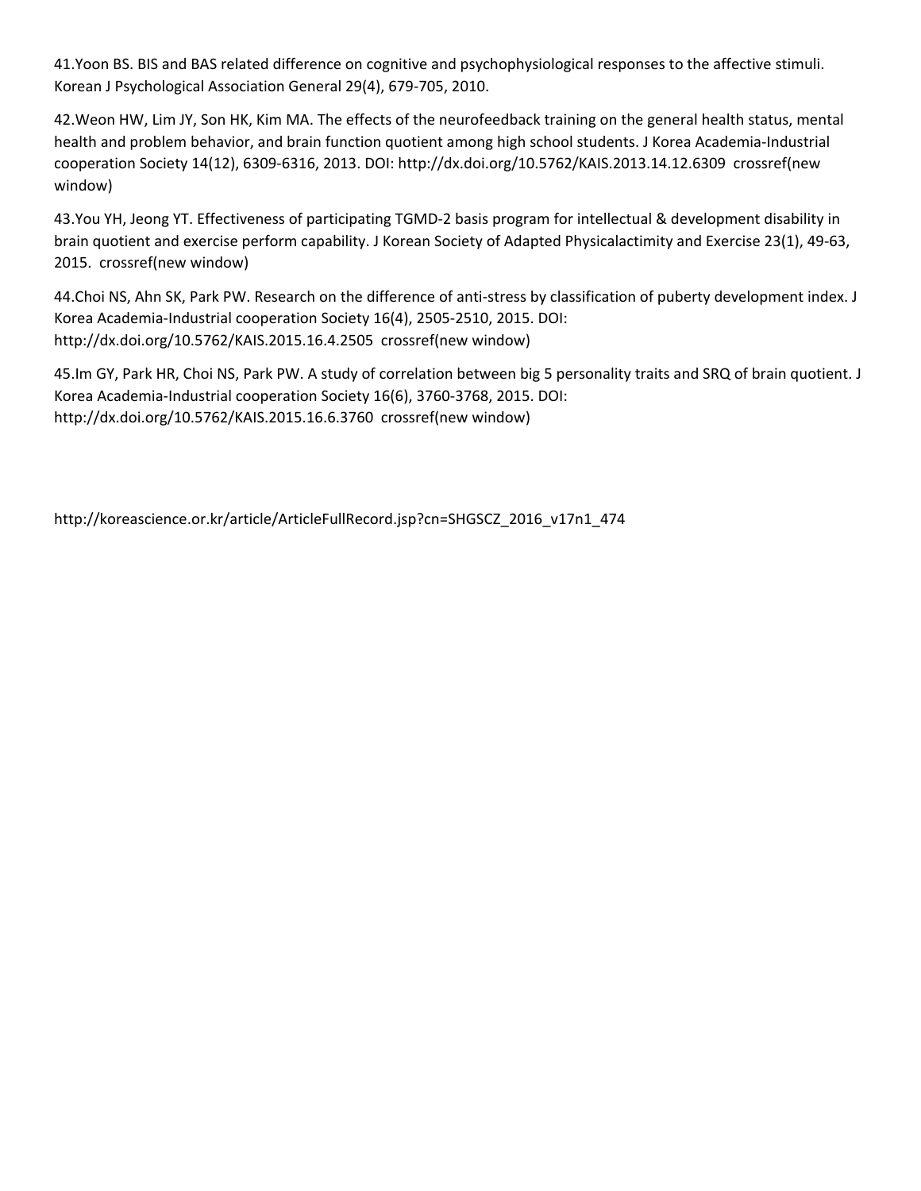41.Yoon BS. BIS and BAS related difference on cognitive and psychophysiological responses to the affective stimuli. Korean J Psychological Association General 29(4), 679-705, 2010.

42.Weon HW, Lim JY, Son HK, Kim MA. The effects of the neurofeedback training on the general health status, mental health and problem behavior, and brain function quotient among high school students. J Korea Academia-Industrial cooperation Society 14(12), 6309-6316, 2013. DOI: http://dx.doi.org/10.5762/KAIS.2013.14.12.6309 crossref(new window)

43.You YH, Jeong YT. Effectiveness of participating TGMD-2 basis program for intellectual & development disability in brain quotient and exercise perform capability. J Korean Society of Adapted Physicalactimity and Exercise 23(1), 49-63, 2015. crossref(new window)

44.Choi NS, Ahn SK, Park PW. Research on the difference of anti-stress by classification of puberty development index. J Korea Academia-Industrial cooperation Society 16(4), 2505-2510, 2015. DOI: http://dx.doi.org/10.5762/KAIS.2015.16.4.2505 crossref(new window)

45.Im GY, Park HR, Choi NS, Park PW. A study of correlation between big 5 personality traits and SRQ of brain quotient. J Korea Academia-Industrial cooperation Society 16(6), 3760-3768, 2015. DOI: http://dx.doi.org/10.5762/KAIS.2015.16.6.3760 crossref(new window)

http://koreascience.or.kr/article/ArticleFullRecord.jsp?cn=SHGSCZ_2016_v17n1_474